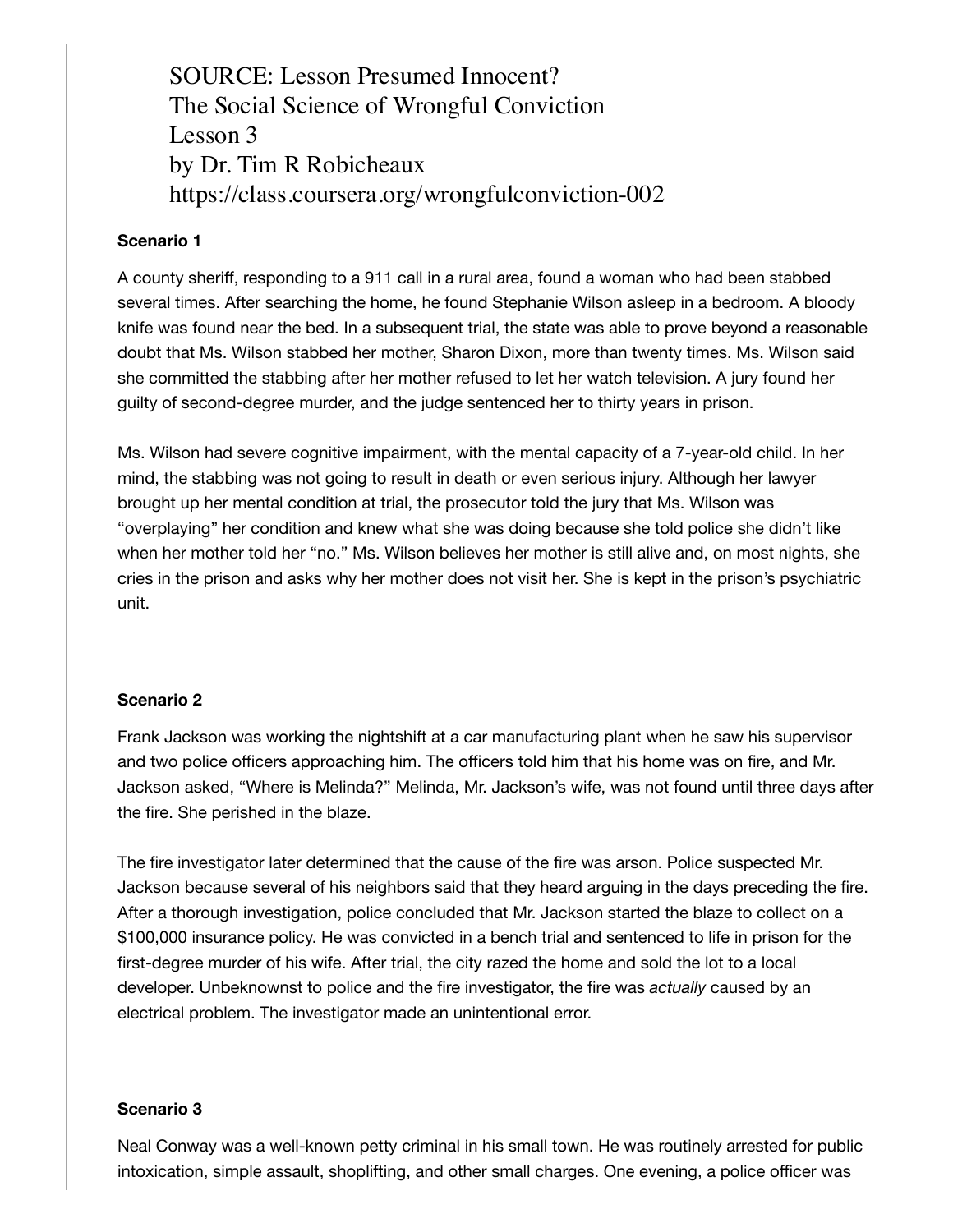SOURCE: Lesson Presumed Innocent?
The Social Science of Wrongful Conviction
Lesson 3
by Dr. Tim R Robicheaux
https://class.coursera.org/wrongfulconviction-002

**Scenario 1**

A county sheriff, responding to a 911 call in a rural area, found a woman who had been stabbed several times. After searching the home, he found Stephanie Wilson asleep in a bedroom. A bloody knife was found near the bed. In a subsequent trial, the state was able to prove beyond a reasonable doubt that Ms. Wilson stabbed her mother, Sharon Dixon, more than twenty times. Ms. Wilson said she committed the stabbing after her mother refused to let her watch television. A jury found her guilty of second-degree murder, and the judge sentenced her to thirty years in prison.

Ms. Wilson had severe cognitive impairment, with the mental capacity of a 7-year-old child. In her mind, the stabbing was not going to result in death or even serious injury. Although her lawyer brought up her mental condition at trial, the prosecutor told the jury that Ms. Wilson was "overplaying" her condition and knew what she was doing because she told police she didn't like when her mother told her "no." Ms. Wilson believes her mother is still alive and, on most nights, she cries in the prison and asks why her mother does not visit her. She is kept in the prison's psychiatric unit.

**Scenario 2**

Frank Jackson was working the nightshift at a car manufacturing plant when he saw his supervisor and two police officers approaching him. The officers told him that his home was on fire, and Mr. Jackson asked, "Where is Melinda?" Melinda, Mr. Jackson's wife, was not found until three days after the fire. She perished in the blaze.

The fire investigator later determined that the cause of the fire was arson. Police suspected Mr. Jackson because several of his neighbors said that they heard arguing in the days preceding the fire. After a thorough investigation, police concluded that Mr. Jackson started the blaze to collect on a $100,000 insurance policy. He was convicted in a bench trial and sentenced to life in prison for the first-degree murder of his wife. After trial, the city razed the home and sold the lot to a local developer. Unbeknownst to police and the fire investigator, the fire was *actually* caused by an electrical problem. The investigator made an unintentional error.

**Scenario 3**

Neal Conway was a well-known petty criminal in his small town. He was routinely arrested for public intoxication, simple assault, shoplifting, and other small charges. One evening, a police officer was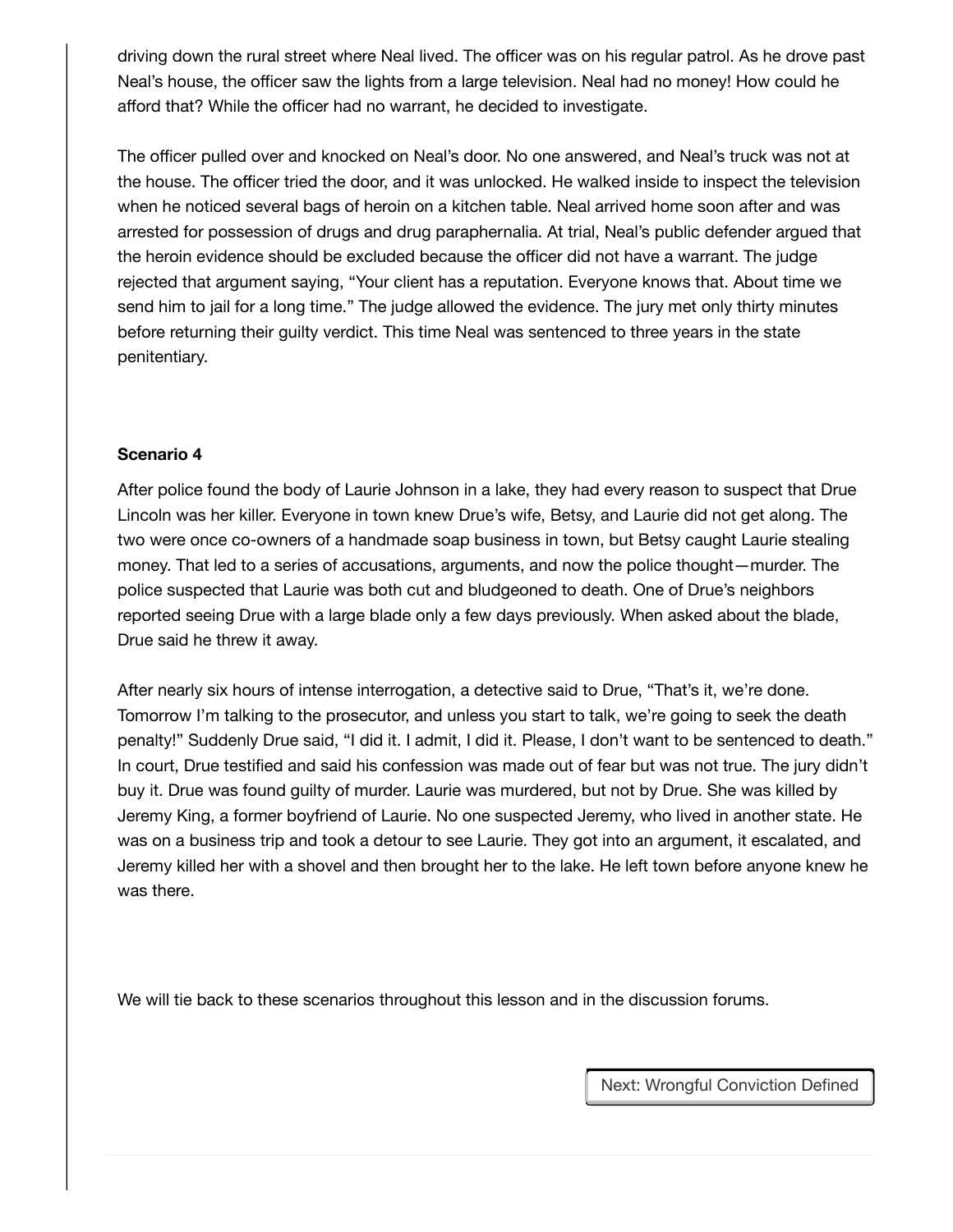driving down the rural street where Neal lived. The officer was on his regular patrol. As he drove past Neal's house, the officer saw the lights from a large television. Neal had no money! How could he afford that? While the officer had no warrant, he decided to investigate.

The officer pulled over and knocked on Neal's door. No one answered, and Neal's truck was not at the house. The officer tried the door, and it was unlocked. He walked inside to inspect the television when he noticed several bags of heroin on a kitchen table. Neal arrived home soon after and was arrested for possession of drugs and drug paraphernalia. At trial, Neal's public defender argued that the heroin evidence should be excluded because the officer did not have a warrant. The judge rejected that argument saying, "Your client has a reputation. Everyone knows that. About time we send him to jail for a long time." The judge allowed the evidence. The jury met only thirty minutes before returning their guilty verdict. This time Neal was sentenced to three years in the state penitentiary.

**Scenario 4**

After police found the body of Laurie Johnson in a lake, they had every reason to suspect that Drue Lincoln was her killer. Everyone in town knew Drue's wife, Betsy, and Laurie did not get along. The two were once co-owners of a handmade soap business in town, but Betsy caught Laurie stealing money. That led to a series of accusations, arguments, and now the police thought—murder. The police suspected that Laurie was both cut and bludgeoned to death. One of Drue's neighbors reported seeing Drue with a large blade only a few days previously. When asked about the blade, Drue said he threw it away.

After nearly six hours of intense interrogation, a detective said to Drue, "That's it, we're done. Tomorrow I'm talking to the prosecutor, and unless you start to talk, we're going to seek the death penalty!" Suddenly Drue said, "I did it. I admit, I did it. Please, I don't want to be sentenced to death." In court, Drue testified and said his confession was made out of fear but was not true. The jury didn't buy it. Drue was found guilty of murder. Laurie was murdered, but not by Drue. She was killed by Jeremy King, a former boyfriend of Laurie. No one suspected Jeremy, who lived in another state. He was on a business trip and took a detour to see Laurie. They got into an argument, it escalated, and Jeremy killed her with a shovel and then brought her to the lake. He left town before anyone knew he was there.

We will tie back to these scenarios throughout this lesson and in the discussion forums.

Next: Wrongful Conviction Defined